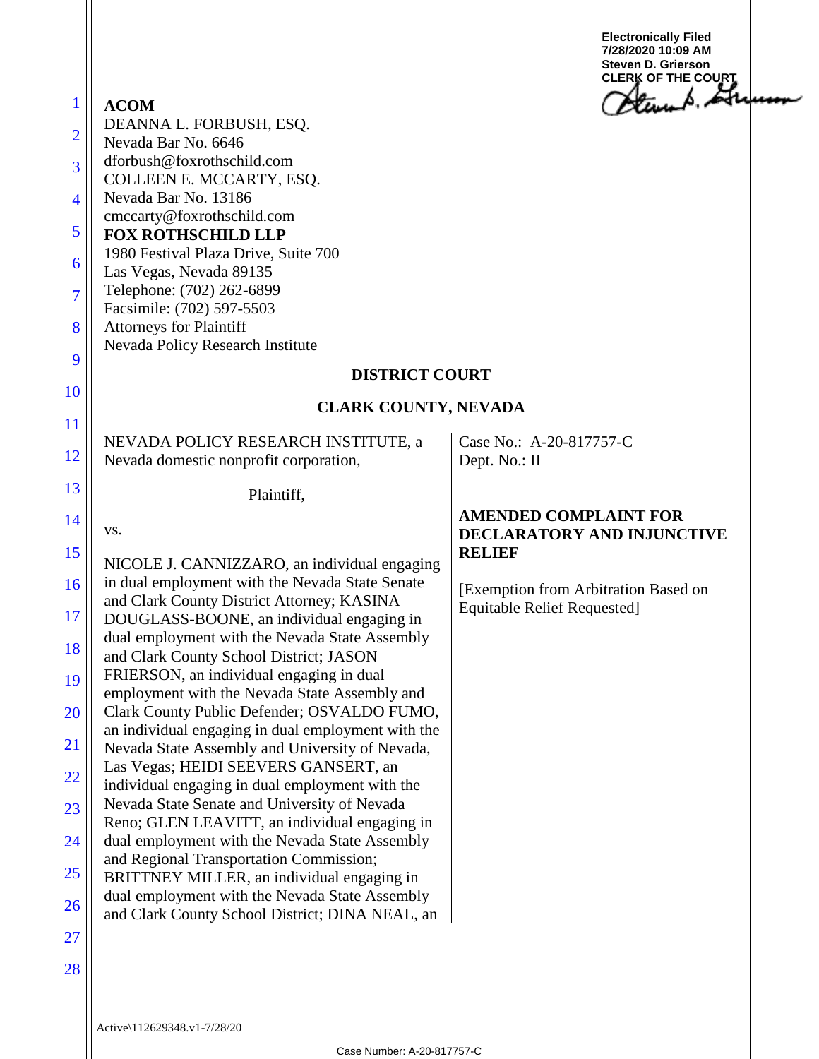Electronically Filed
7/28/2020 10:09 AM
Steven D. Grierson
CLERK OF THE COURT

**ACOM**
DEANNA L. FORBUSH, ESQ.
Nevada Bar No. 6646
dforbush@foxrothschild.com
COLLEEN E. MCCARTY, ESQ.
Nevada Bar No. 13186
cmccarty@foxrothschild.com
**FOX ROTHSCHILD LLP**
1980 Festival Plaza Drive, Suite 700
Las Vegas, Nevada 89135
Telephone: (702) 262-6899
Facsimile: (702) 597-5503
Attorneys for Plaintiff
Nevada Policy Research Institute

**DISTRICT COURT**

**CLARK COUNTY, NEVADA**

NEVADA POLICY RESEARCH INSTITUTE, a Nevada domestic nonprofit corporation,

Plaintiff,

vs.

NICOLE J. CANNIZZARO, an individual engaging in dual employment with the Nevada State Senate and Clark County District Attorney; KASINA DOUGLASS-BOONE, an individual engaging in dual employment with the Nevada State Assembly and Clark County School District; JASON FRIERSON, an individual engaging in dual employment with the Nevada State Assembly and Clark County Public Defender; OSVALDO FUMO, an individual engaging in dual employment with the Nevada State Assembly and University of Nevada, Las Vegas; HEIDI SEEVERS GANSERT, an individual engaging in dual employment with the Nevada State Senate and University of Nevada Reno; GLEN LEAVITT, an individual engaging in dual employment with the Nevada State Assembly and Regional Transportation Commission; BRITTNEY MILLER, an individual engaging in dual employment with the Nevada State Assembly and Clark County School District; DINA NEAL, an

Case No.: A-20-817757-C
Dept. No.: II

**AMENDED COMPLAINT FOR DECLARATORY AND INJUNCTIVE RELIEF**

[Exemption from Arbitration Based on Equitable Relief Requested]

Active\112629348.v1-7/28/20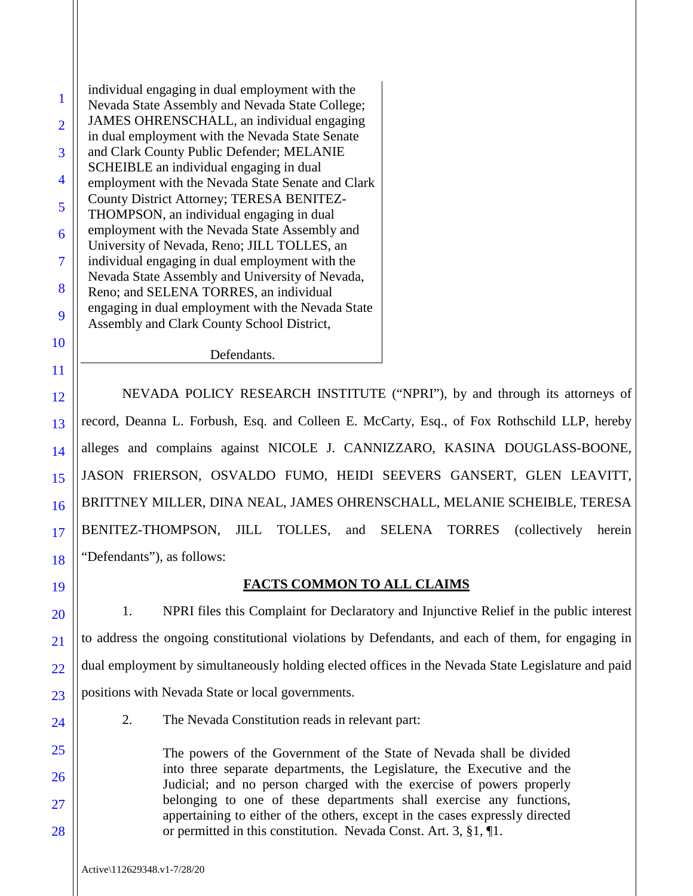individual engaging in dual employment with the Nevada State Assembly and Nevada State College; JAMES OHRENSCHALL, an individual engaging in dual employment with the Nevada State Senate and Clark County Public Defender; MELANIE SCHEIBLE an individual engaging in dual employment with the Nevada State Senate and Clark County District Attorney; TERESA BENITEZ-THOMPSON, an individual engaging in dual employment with the Nevada State Assembly and University of Nevada, Reno; JILL TOLLES, an individual engaging in dual employment with the Nevada State Assembly and University of Nevada, Reno; and SELENA TORRES, an individual engaging in dual employment with the Nevada State Assembly and Clark County School District,

Defendants.

NEVADA POLICY RESEARCH INSTITUTE ("NPRI"), by and through its attorneys of record, Deanna L. Forbush, Esq. and Colleen E. McCarty, Esq., of Fox Rothschild LLP, hereby alleges and complains against NICOLE J. CANNIZZARO, KASINA DOUGLASS-BOONE, JASON FRIERSON, OSVALDO FUMO, HEIDI SEEVERS GANSERT, GLEN LEAVITT, BRITTNEY MILLER, DINA NEAL, JAMES OHRENSCHALL, MELANIE SCHEIBLE, TERESA BENITEZ-THOMPSON, JILL TOLLES, and SELENA TORRES (collectively herein "Defendants"), as follows:

## FACTS COMMON TO ALL CLAIMS

1. NPRI files this Complaint for Declaratory and Injunctive Relief in the public interest to address the ongoing constitutional violations by Defendants, and each of them, for engaging in dual employment by simultaneously holding elected offices in the Nevada State Legislature and paid positions with Nevada State or local governments.

2. The Nevada Constitution reads in relevant part:

> The powers of the Government of the State of Nevada shall be divided into three separate departments, the Legislature, the Executive and the Judicial; and no person charged with the exercise of powers properly belonging to one of these departments shall exercise any functions, appertaining to either of the others, except in the cases expressly directed or permitted in this constitution. Nevada Const. Art. 3, §1, ¶1.

Active\112629348.v1-7/28/20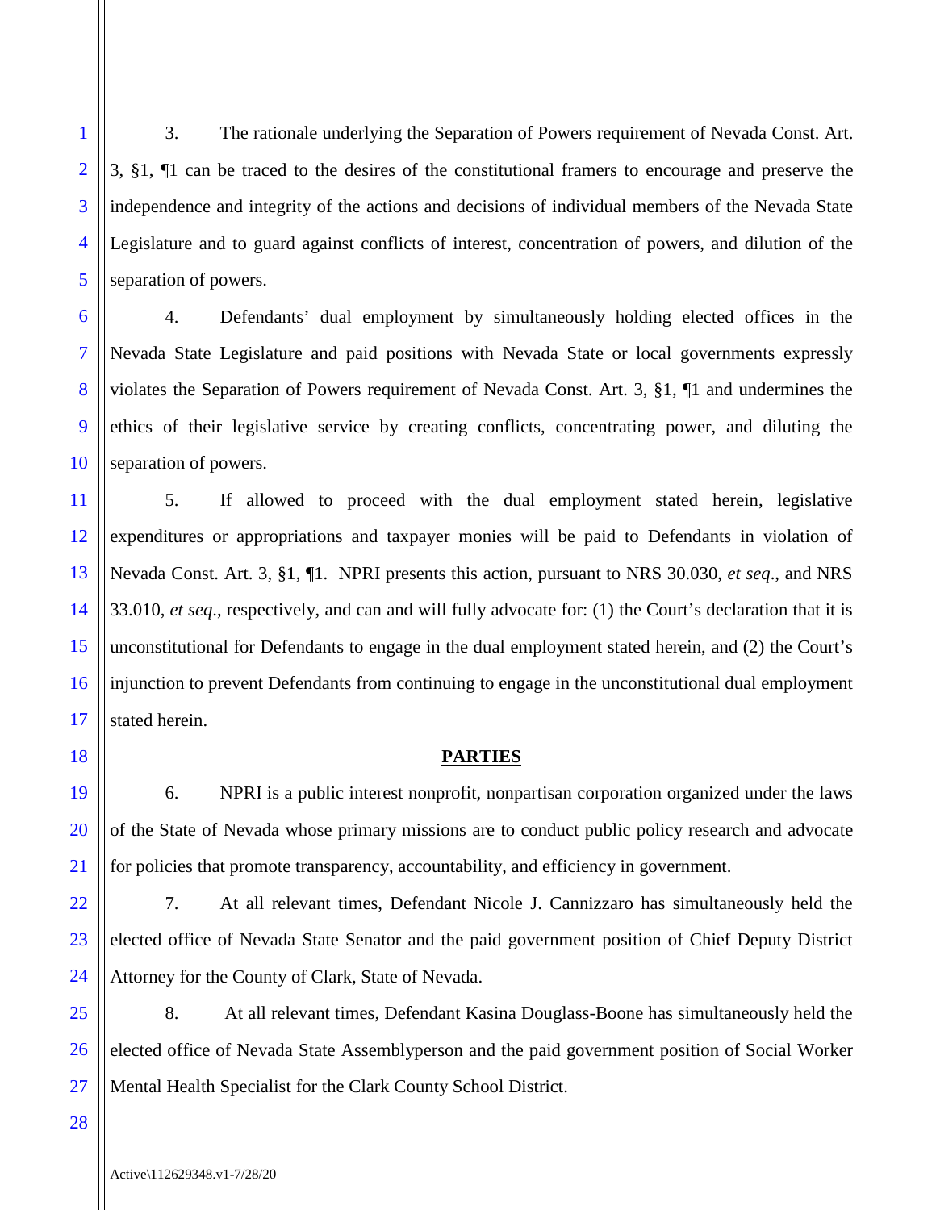3. The rationale underlying the Separation of Powers requirement of Nevada Const. Art. 3, §1, ¶1 can be traced to the desires of the constitutional framers to encourage and preserve the independence and integrity of the actions and decisions of individual members of the Nevada State Legislature and to guard against conflicts of interest, concentration of powers, and dilution of the separation of powers.

4. Defendants' dual employment by simultaneously holding elected offices in the Nevada State Legislature and paid positions with Nevada State or local governments expressly violates the Separation of Powers requirement of Nevada Const. Art. 3, §1, ¶1 and undermines the ethics of their legislative service by creating conflicts, concentrating power, and diluting the separation of powers.

5. If allowed to proceed with the dual employment stated herein, legislative expenditures or appropriations and taxpayer monies will be paid to Defendants in violation of Nevada Const. Art. 3, §1, ¶1. NPRI presents this action, pursuant to NRS 30.030, *et seq*., and NRS 33.010, *et seq*., respectively, and can and will fully advocate for: (1) the Court's declaration that it is unconstitutional for Defendants to engage in the dual employment stated herein, and (2) the Court's injunction to prevent Defendants from continuing to engage in the unconstitutional dual employment stated herein.

**PARTIES**

6. NPRI is a public interest nonprofit, nonpartisan corporation organized under the laws of the State of Nevada whose primary missions are to conduct public policy research and advocate for policies that promote transparency, accountability, and efficiency in government.

7. At all relevant times, Defendant Nicole J. Cannizzaro has simultaneously held the elected office of Nevada State Senator and the paid government position of Chief Deputy District Attorney for the County of Clark, State of Nevada.

8. At all relevant times, Defendant Kasina Douglass-Boone has simultaneously held the elected office of Nevada State Assemblyperson and the paid government position of Social Worker Mental Health Specialist for the Clark County School District.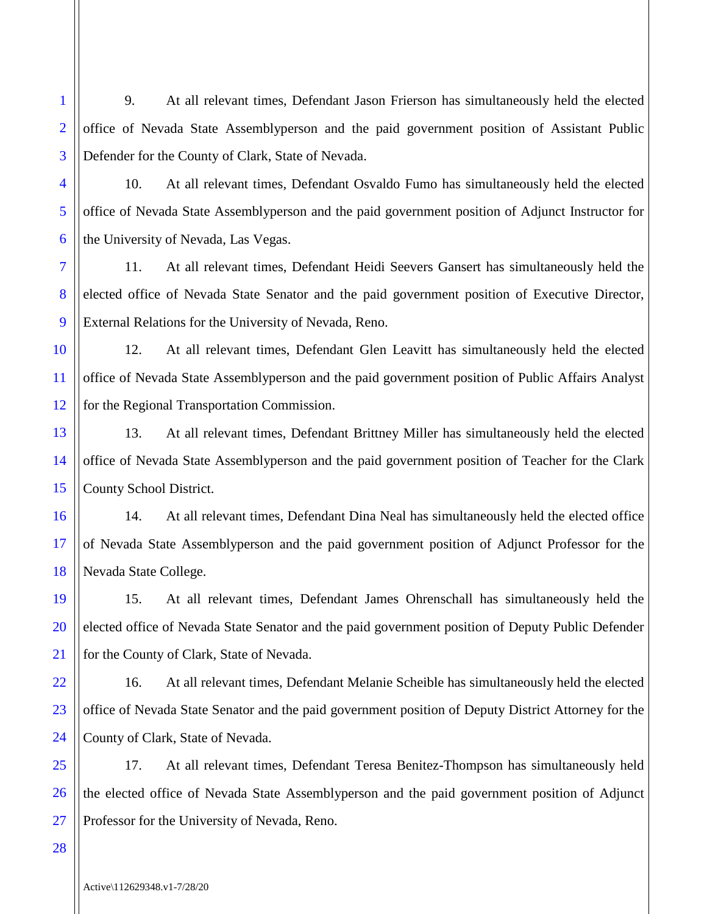9. At all relevant times, Defendant Jason Frierson has simultaneously held the elected office of Nevada State Assemblyperson and the paid government position of Assistant Public Defender for the County of Clark, State of Nevada.

10. At all relevant times, Defendant Osvaldo Fumo has simultaneously held the elected office of Nevada State Assemblyperson and the paid government position of Adjunct Instructor for the University of Nevada, Las Vegas.

11. At all relevant times, Defendant Heidi Seevers Gansert has simultaneously held the elected office of Nevada State Senator and the paid government position of Executive Director, External Relations for the University of Nevada, Reno.

12. At all relevant times, Defendant Glen Leavitt has simultaneously held the elected office of Nevada State Assemblyperson and the paid government position of Public Affairs Analyst for the Regional Transportation Commission.

13. At all relevant times, Defendant Brittney Miller has simultaneously held the elected office of Nevada State Assemblyperson and the paid government position of Teacher for the Clark County School District.

14. At all relevant times, Defendant Dina Neal has simultaneously held the elected office of Nevada State Assemblyperson and the paid government position of Adjunct Professor for the Nevada State College.

15. At all relevant times, Defendant James Ohrenschall has simultaneously held the elected office of Nevada State Senator and the paid government position of Deputy Public Defender for the County of Clark, State of Nevada.

16. At all relevant times, Defendant Melanie Scheible has simultaneously held the elected office of Nevada State Senator and the paid government position of Deputy District Attorney for the County of Clark, State of Nevada.

17. At all relevant times, Defendant Teresa Benitez-Thompson has simultaneously held the elected office of Nevada State Assemblyperson and the paid government position of Adjunct Professor for the University of Nevada, Reno.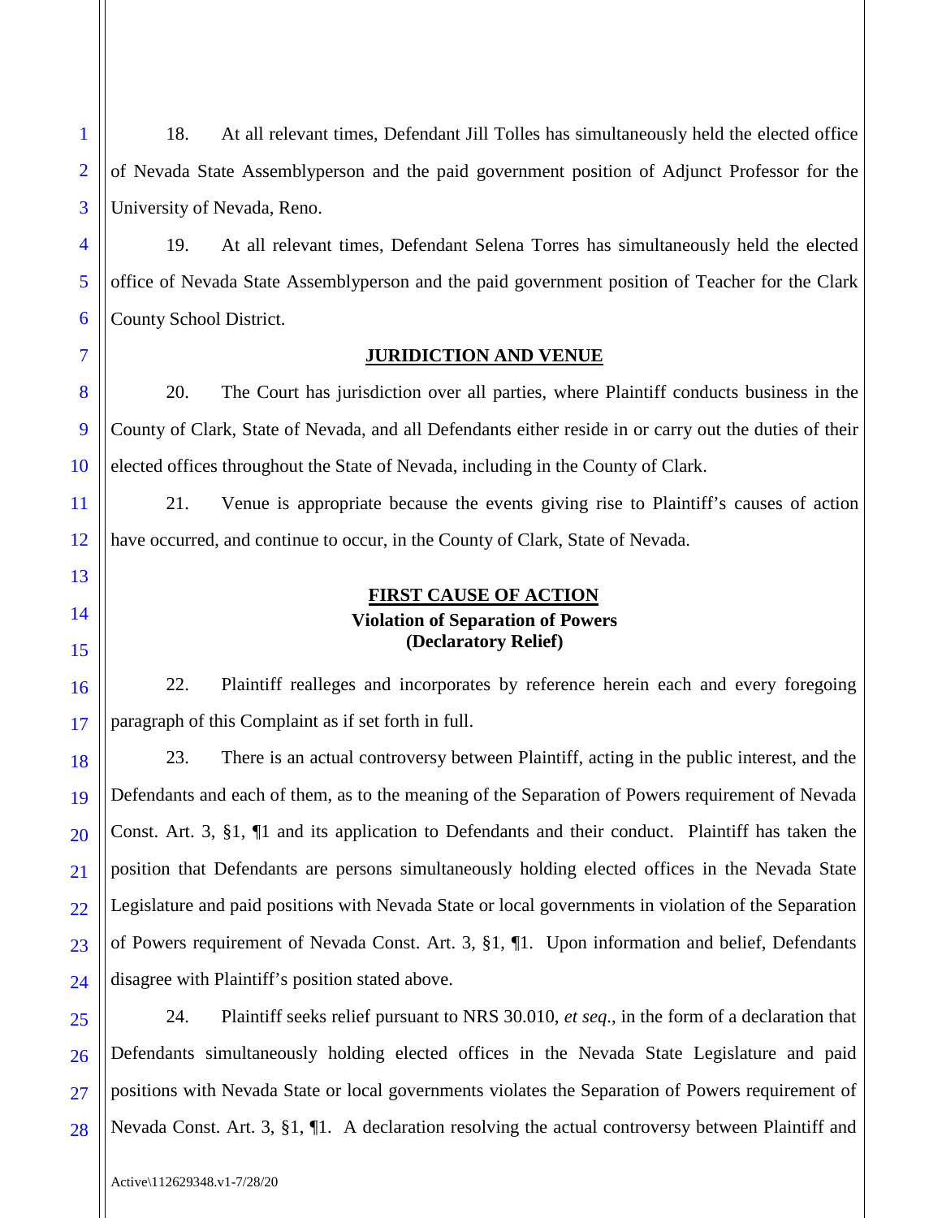18. At all relevant times, Defendant Jill Tolles has simultaneously held the elected office of Nevada State Assemblyperson and the paid government position of Adjunct Professor for the University of Nevada, Reno.

19. At all relevant times, Defendant Selena Torres has simultaneously held the elected office of Nevada State Assemblyperson and the paid government position of Teacher for the Clark County School District.

**JURIDICTION AND VENUE**

20. The Court has jurisdiction over all parties, where Plaintiff conducts business in the County of Clark, State of Nevada, and all Defendants either reside in or carry out the duties of their elected offices throughout the State of Nevada, including in the County of Clark.

21. Venue is appropriate because the events giving rise to Plaintiff's causes of action have occurred, and continue to occur, in the County of Clark, State of Nevada.

**FIRST CAUSE OF ACTION**
**Violation of Separation of Powers**
**(Declaratory Relief)**

22. Plaintiff realleges and incorporates by reference herein each and every foregoing paragraph of this Complaint as if set forth in full.

23. There is an actual controversy between Plaintiff, acting in the public interest, and the Defendants and each of them, as to the meaning of the Separation of Powers requirement of Nevada Const. Art. 3, §1, ¶1 and its application to Defendants and their conduct. Plaintiff has taken the position that Defendants are persons simultaneously holding elected offices in the Nevada State Legislature and paid positions with Nevada State or local governments in violation of the Separation of Powers requirement of Nevada Const. Art. 3, §1, ¶1. Upon information and belief, Defendants disagree with Plaintiff's position stated above.

24. Plaintiff seeks relief pursuant to NRS 30.010, *et seq*., in the form of a declaration that Defendants simultaneously holding elected offices in the Nevada State Legislature and paid positions with Nevada State or local governments violates the Separation of Powers requirement of Nevada Const. Art. 3, §1, ¶1. A declaration resolving the actual controversy between Plaintiff and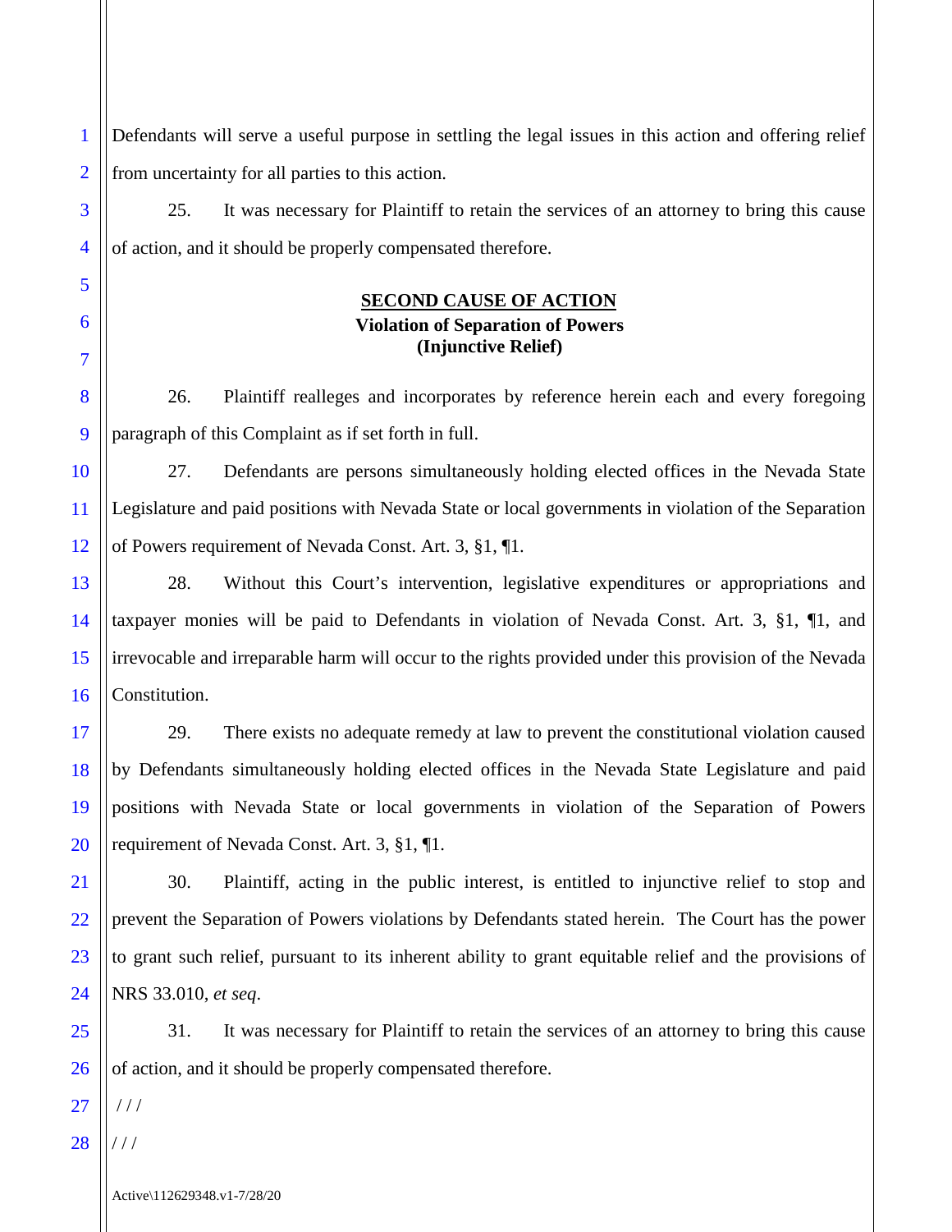Defendants will serve a useful purpose in settling the legal issues in this action and offering relief from uncertainty for all parties to this action.

25. It was necessary for Plaintiff to retain the services of an attorney to bring this cause of action, and it should be properly compensated therefore.

**SECOND CAUSE OF ACTION**
**Violation of Separation of Powers**
**(Injunctive Relief)**

26. Plaintiff realleges and incorporates by reference herein each and every foregoing paragraph of this Complaint as if set forth in full.

27. Defendants are persons simultaneously holding elected offices in the Nevada State Legislature and paid positions with Nevada State or local governments in violation of the Separation of Powers requirement of Nevada Const. Art. 3, §1, ¶1.

28. Without this Court's intervention, legislative expenditures or appropriations and taxpayer monies will be paid to Defendants in violation of Nevada Const. Art. 3, §1, ¶1, and irrevocable and irreparable harm will occur to the rights provided under this provision of the Nevada Constitution.

29. There exists no adequate remedy at law to prevent the constitutional violation caused by Defendants simultaneously holding elected offices in the Nevada State Legislature and paid positions with Nevada State or local governments in violation of the Separation of Powers requirement of Nevada Const. Art. 3, §1, ¶1.

30. Plaintiff, acting in the public interest, is entitled to injunctive relief to stop and prevent the Separation of Powers violations by Defendants stated herein. The Court has the power to grant such relief, pursuant to its inherent ability to grant equitable relief and the provisions of NRS 33.010, *et seq*.

31. It was necessary for Plaintiff to retain the services of an attorney to bring this cause of action, and it should be properly compensated therefore.

/ / /

/ / /

Active\112629348.v1-7/28/20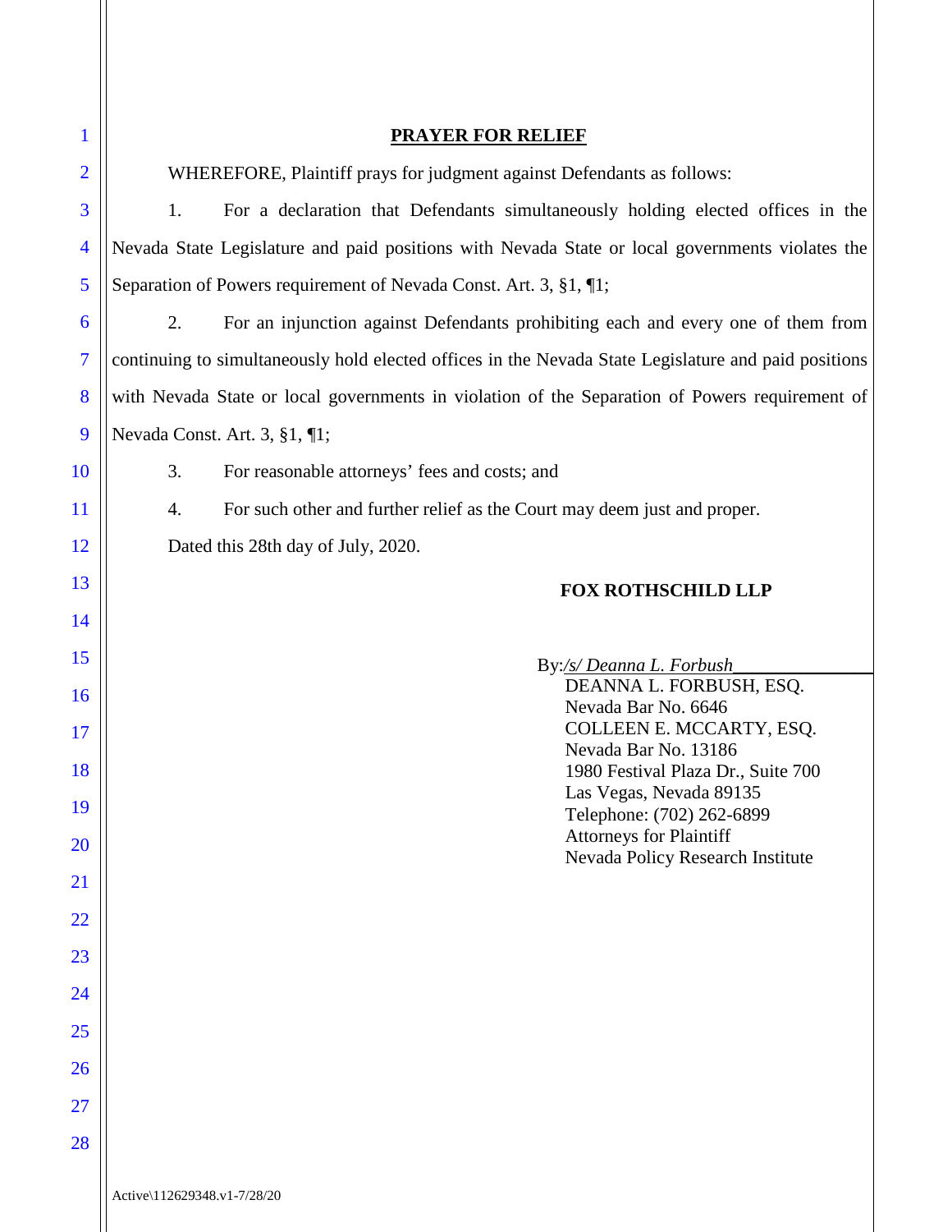**PRAYER FOR RELIEF**

WHEREFORE, Plaintiff prays for judgment against Defendants as follows:

1. For a declaration that Defendants simultaneously holding elected offices in the Nevada State Legislature and paid positions with Nevada State or local governments violates the Separation of Powers requirement of Nevada Const. Art. 3, §1, ¶1;

2. For an injunction against Defendants prohibiting each and every one of them from continuing to simultaneously hold elected offices in the Nevada State Legislature and paid positions with Nevada State or local governments in violation of the Separation of Powers requirement of Nevada Const. Art. 3, §1, ¶1;

3. For reasonable attorneys' fees and costs; and

4. For such other and further relief as the Court may deem just and proper.

Dated this 28th day of July, 2020.

**FOX ROTHSCHILD LLP**

By: */s/ Deanna L. Forbush*
DEANNA L. FORBUSH, ESQ.
Nevada Bar No. 6646
COLLEEN E. MCCARTY, ESQ.
Nevada Bar No. 13186
1980 Festival Plaza Dr., Suite 700
Las Vegas, Nevada 89135
Telephone: (702) 262-6899
Attorneys for Plaintiff
Nevada Policy Research Institute

Active\112629348.v1-7/28/20